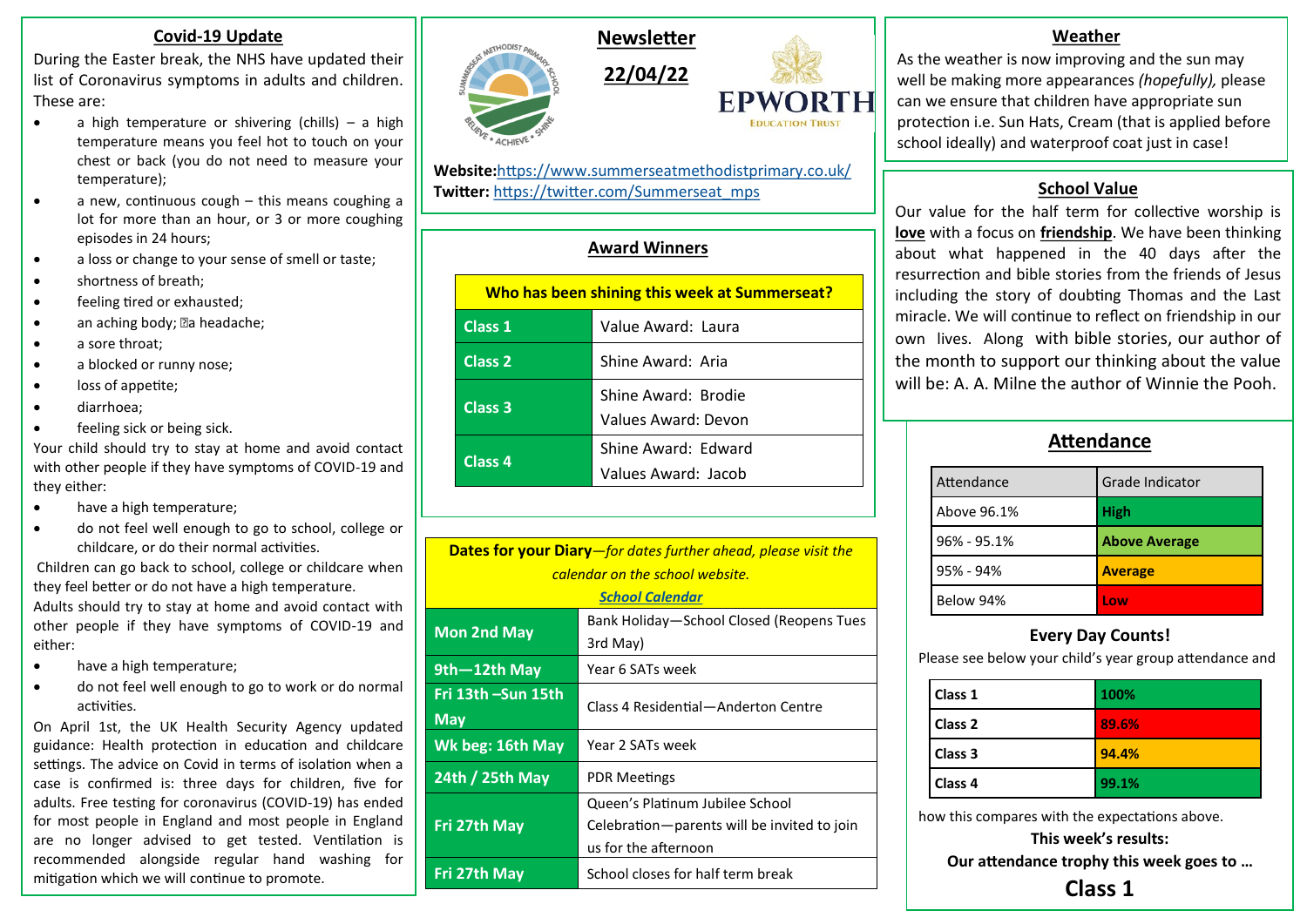# Newsletter

## 22/04/22

EPWORTH EDUCATION TRUST

**Website:** https://www.summerseatmethodistprimary.co.uk/
**Twitter:** https://twitter.com/Summerseat_mps

## Covid-19 Update

During the Easter break, the NHS have updated their list of Coronavirus symptoms in adults and children. These are:

- a high temperature or shivering (chills) – a high temperature means you feel hot to touch on your chest or back (you do not need to measure your temperature);
- a new, continuous cough – this means coughing a lot for more than an hour, or 3 or more coughing episodes in 24 hours;
- a loss or change to your sense of smell or taste;
- shortness of breath;
- feeling tired or exhausted;
- an aching body; a headache;
- a sore throat;
- a blocked or runny nose;
- loss of appetite;
- diarrhoea;
- feeling sick or being sick.

Your child should try to stay at home and avoid contact with other people if they have symptoms of COVID-19 and they either:

- have a high temperature;
- do not feel well enough to go to school, college or childcare, or do their normal activities.

Children can go back to school, college or childcare when they feel better or do not have a high temperature.

Adults should try to stay at home and avoid contact with other people if they have symptoms of COVID-19 and either:

- have a high temperature;
- do not feel well enough to go to work or do normal activities.

On April 1st, the UK Health Security Agency updated guidance: Health protection in education and childcare settings. The advice on Covid in terms of isolation when a case is confirmed is: three days for children, five for adults. Free testing for coronavirus (COVID-19) has ended for most people in England and most people in England are no longer advised to get tested. Ventilation is recommended alongside regular hand washing for mitigation which we will continue to promote.

## Award Winners

| Who has been shining this week at Summerseat? | |
|---|---|
| Class 1 | Value Award: Laura |
| Class 2 | Shine Award: Aria |
| Class 3 | Shine Award: Brodie<br>Values Award: Devon |
| Class 4 | Shine Award: Edward<br>Values Award: Jacob |

## Dates for your Diary

**Dates for your Diary**—*for dates further ahead, please visit the calendar on the school website.* ***School Calendar***

| Date | Event |
|---|---|
| Mon 2nd May | Bank Holiday—School Closed (Reopens Tues 3rd May) |
| 9th—12th May | Year 6 SATs week |
| Fri 13th –Sun 15th May | Class 4 Residential—Anderton Centre |
| Wk beg: 16th May | Year 2 SATs week |
| 24th / 25th May | PDR Meetings |
| Fri 27th May | Queen's Platinum Jubilee School Celebration—parents will be invited to join us for the afternoon |
| Fri 27th May | School closes for half term break |

## Weather

As the weather is now improving and the sun may well be making more appearances *(hopefully),* please can we ensure that children have appropriate sun protection i.e. Sun Hats, Cream (that is applied before school ideally) and waterproof coat just in case!

## School Value

Our value for the half term for collective worship is **love** with a focus on **friendship**. We have been thinking about what happened in the 40 days after the resurrection and bible stories from the friends of Jesus including the story of doubting Thomas and the Last miracle. We will continue to reflect on friendship in our own lives. Along with bible stories, our author of the month to support our thinking about the value will be: A. A. Milne the author of Winnie the Pooh.

## Attendance

| Attendance | Grade Indicator |
|---|---|
| Above 96.1% | **High** |
| 96% - 95.1% | **Above Average** |
| 95% - 94% | **Average** |
| Below 94% | **Low** |

**Every Day Counts!**

Please see below your child's year group attendance and how this compares with the expectations above.

| Class | Attendance |
|---|---|
| **Class 1** | **100%** |
| **Class 2** | **89.6%** |
| **Class 3** | **94.4%** |
| **Class 4** | **99.1%** |

**This week's results:**

**Our attendance trophy this week goes to …**

**Class 1**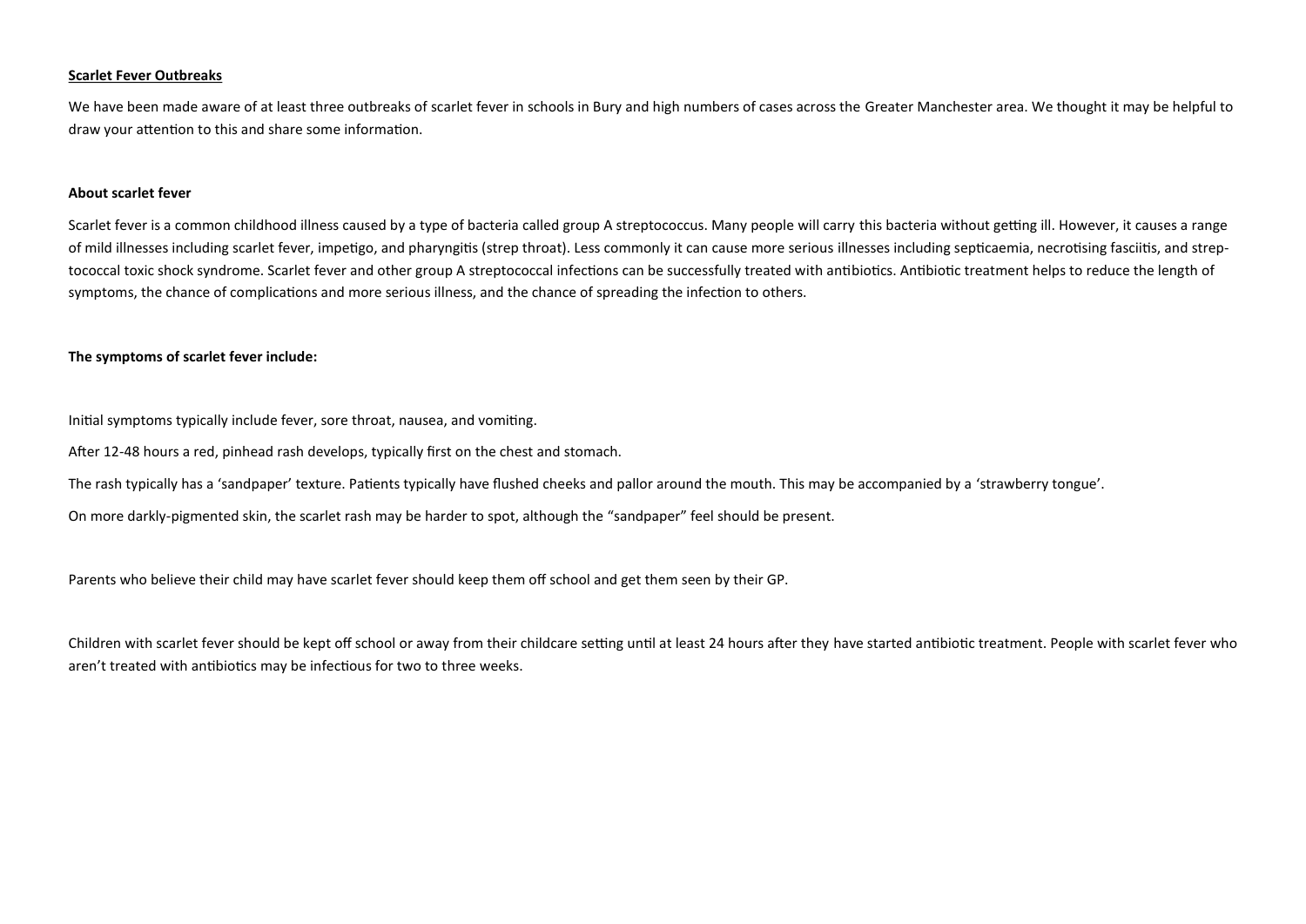**Scarlet Fever Outbreaks**

We have been made aware of at least three outbreaks of scarlet fever in schools in Bury and high numbers of cases across the Greater Manchester area. We thought it may be helpful to draw your attention to this and share some information.

**About scarlet fever**

Scarlet fever is a common childhood illness caused by a type of bacteria called group A streptococcus. Many people will carry this bacteria without getting ill. However, it causes a range of mild illnesses including scarlet fever, impetigo, and pharyngitis (strep throat). Less commonly it can cause more serious illnesses including septicaemia, necrotising fasciitis, and streptococcal toxic shock syndrome. Scarlet fever and other group A streptococcal infections can be successfully treated with antibiotics. Antibiotic treatment helps to reduce the length of symptoms, the chance of complications and more serious illness, and the chance of spreading the infection to others.

**The symptoms of scarlet fever include:**

Initial symptoms typically include fever, sore throat, nausea, and vomiting.

After 12-48 hours a red, pinhead rash develops, typically first on the chest and stomach.

The rash typically has a 'sandpaper' texture. Patients typically have flushed cheeks and pallor around the mouth. This may be accompanied by a 'strawberry tongue'.

On more darkly-pigmented skin, the scarlet rash may be harder to spot, although the "sandpaper" feel should be present.

Parents who believe their child may have scarlet fever should keep them off school and get them seen by their GP.

Children with scarlet fever should be kept off school or away from their childcare setting until at least 24 hours after they have started antibiotic treatment. People with scarlet fever who aren't treated with antibiotics may be infectious for two to three weeks.